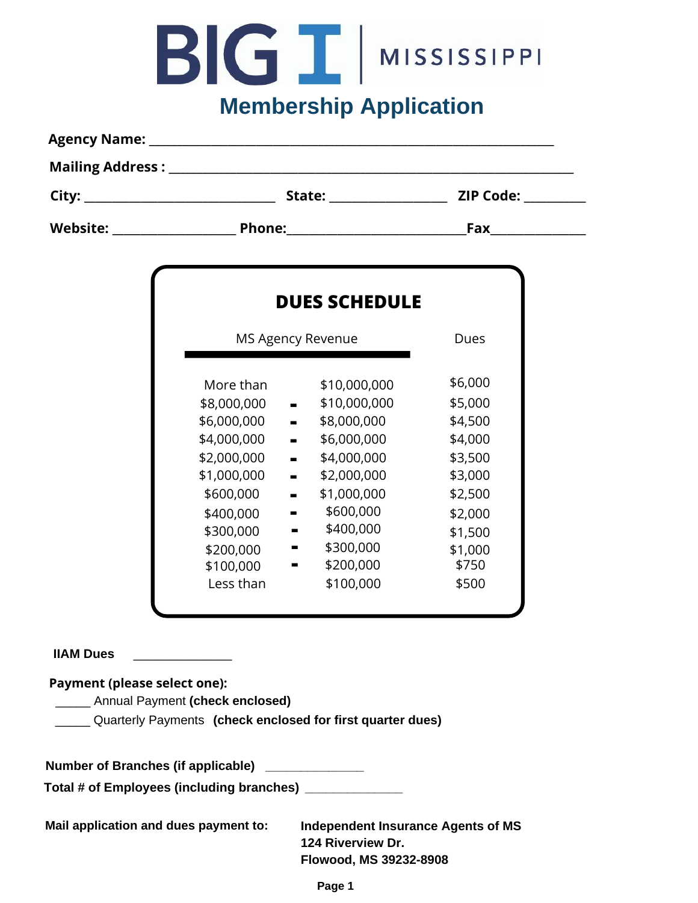# BIG I | MISSISSIPPI

## Membership Application

**Agency Name:** ___________________________________________________________

**Mailing Address :** ___________________________________________________________

**City:** ___________________________ **State:** _________________ **ZIP Code:** _________

**Website:** __________________ **Phone:**__________________________**Fax**_____________

### DUES SCHEDULE

| MS Agency Revenue | | | Dues |
|---|---|---|---|
| More than | | $10,000,000 | $6,000 |
| $8,000,000 | - | $10,000,000 | $5,000 |
| $6,000,000 | - | $8,000,000 | $4,500 |
| $4,000,000 | - | $6,000,000 | $4,000 |
| $2,000,000 | - | $4,000,000 | $3,500 |
| $1,000,000 | - | $2,000,000 | $3,000 |
| $600,000 | - | $1,000,000 | $2,500 |
| $400,000 | - | $600,000 | $2,000 |
| $300,000 | - | $400,000 | $1,500 |
| $200,000 | - | $300,000 | $1,000 |
| $100,000 | - | $200,000 | $750 |
| Less than | | $100,000 | $500 |

**IIAM Dues** _______________

**Payment (please select one):**

_____ Annual Payment **(check enclosed)**

_____ Quarterly Payments **(check enclosed for first quarter dues)**

**Number of Branches (if applicable)** _____________

**Total # of Employees (including branches)** _____________

**Mail application and dues payment to:**

**Independent Insurance Agents of MS**
**124 Riverview Dr.**
**Flowood, MS 39232-8908**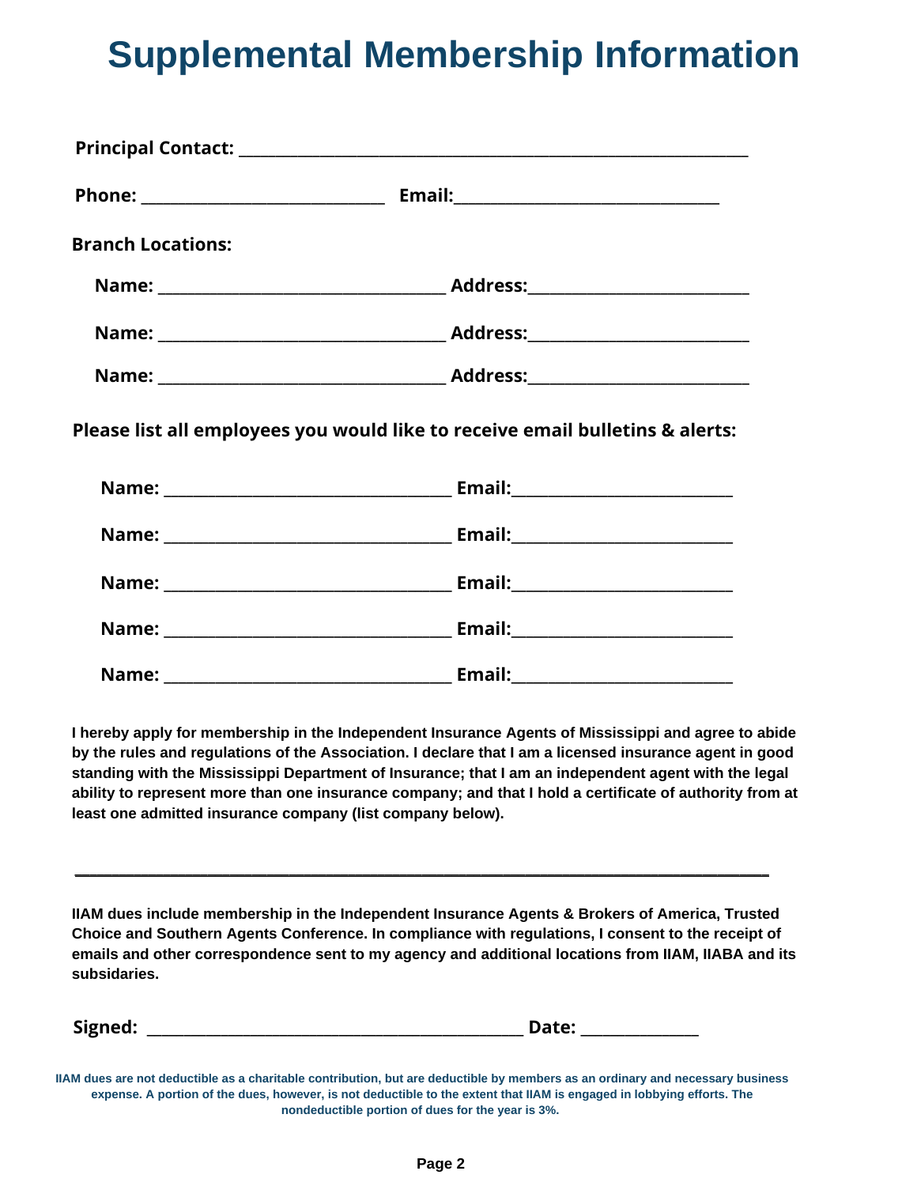# Supplemental Membership Information

**Principal Contact:** ____________________________________________________________

**Phone:** ____________________________ **Email:**______________________________

**Branch Locations:**

**Name:** _________________________________ **Address:**_________________________

**Name:** _________________________________ **Address:**_________________________

**Name:** _________________________________ **Address:**_________________________

**Please list all employees you would like to receive email bulletins & alerts:**

**Name:** _________________________________ **Email:**_________________________

**Name:** _________________________________ **Email:**_________________________

**Name:** _________________________________ **Email:**_________________________

**Name:** _________________________________ **Email:**_________________________

**Name:** _________________________________ **Email:**_________________________

**I hereby apply for membership in the Independent Insurance Agents of Mississippi and agree to abide by the rules and regulations of the Association. I declare that I am a licensed insurance agent in good standing with the Mississippi Department of Insurance; that I am an independent agent with the legal ability to represent more than one insurance company; and that I hold a certificate of authority from at least one admitted insurance company (list company below).**

________________________________________________________________________________

**IIAM dues include membership in the Independent Insurance Agents & Brokers of America, Trusted Choice and Southern Agents Conference. In compliance with regulations, I consent to the receipt of emails and other correspondence sent to my agency and additional locations from IIAM, IIABA and its subsidaries.**

**Signed:** ___________________________________________ **Date:** _____________

**IIAM dues are not deductible as a charitable contribution, but are deductible by members as an ordinary and necessary business expense. A portion of the dues, however, is not deductible to the extent that IIAM is engaged in lobbying efforts. The nondeductible portion of dues for the year is 3%.**